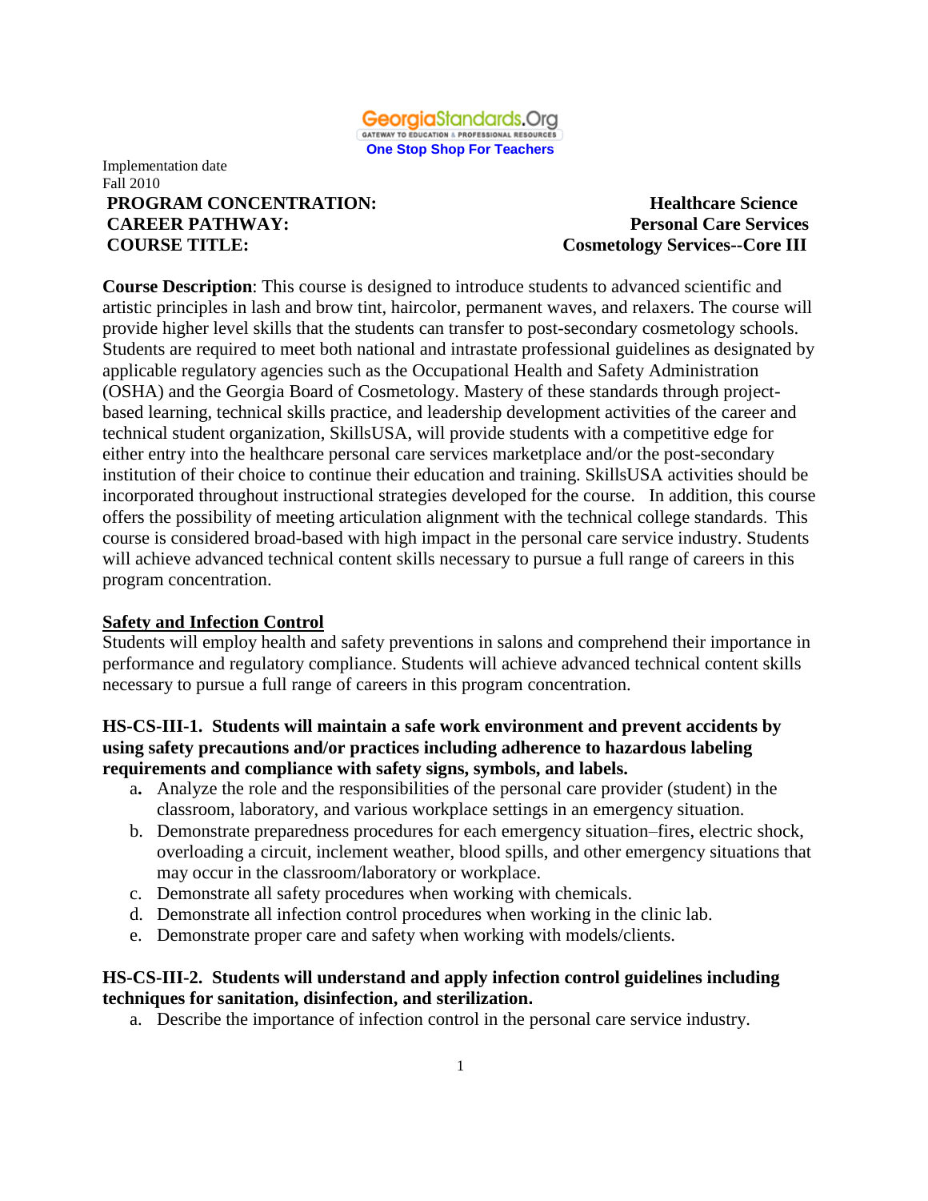GeorgiaStandards.Org
GATEWAY TO EDUCATION & PROFESSIONAL RESOURCES
**One Stop Shop For Teachers**

Implementation date
Fall 2010

**PROGRAM CONCENTRATION:** Healthcare Science
**CAREER PATHWAY:** Personal Care Services
**COURSE TITLE:** Cosmetology Services--Core III

**Course Description**: This course is designed to introduce students to advanced scientific and artistic principles in lash and brow tint, haircolor, permanent waves, and relaxers. The course will provide higher level skills that the students can transfer to post-secondary cosmetology schools. Students are required to meet both national and intrastate professional guidelines as designated by applicable regulatory agencies such as the Occupational Health and Safety Administration (OSHA) and the Georgia Board of Cosmetology. Mastery of these standards through project-based learning, technical skills practice, and leadership development activities of the career and technical student organization, SkillsUSA, will provide students with a competitive edge for either entry into the healthcare personal care services marketplace and/or the post-secondary institution of their choice to continue their education and training. SkillsUSA activities should be incorporated throughout instructional strategies developed for the course. In addition, this course offers the possibility of meeting articulation alignment with the technical college standards. This course is considered broad-based with high impact in the personal care service industry. Students will achieve advanced technical content skills necessary to pursue a full range of careers in this program concentration.

## Safety and Infection Control

Students will employ health and safety preventions in salons and comprehend their importance in performance and regulatory compliance. Students will achieve advanced technical content skills necessary to pursue a full range of careers in this program concentration.

**HS-CS-III-1. Students will maintain a safe work environment and prevent accidents by using safety precautions and/or practices including adherence to hazardous labeling requirements and compliance with safety signs, symbols, and labels.**

a. Analyze the role and the responsibilities of the personal care provider (student) in the classroom, laboratory, and various workplace settings in an emergency situation.
b. Demonstrate preparedness procedures for each emergency situation–fires, electric shock, overloading a circuit, inclement weather, blood spills, and other emergency situations that may occur in the classroom/laboratory or workplace.
c. Demonstrate all safety procedures when working with chemicals.
d. Demonstrate all infection control procedures when working in the clinic lab.
e. Demonstrate proper care and safety when working with models/clients.

**HS-CS-III-2. Students will understand and apply infection control guidelines including techniques for sanitation, disinfection, and sterilization.**

a. Describe the importance of infection control in the personal care service industry.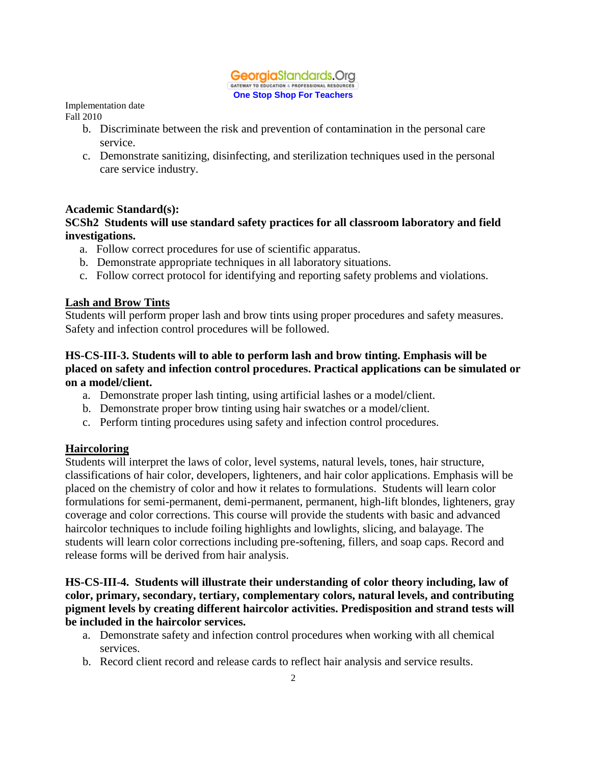b. Discriminate between the risk and prevention of contamination in the personal care service.
c. Demonstrate sanitizing, disinfecting, and sterilization techniques used in the personal care service industry.

**Academic Standard(s):**

**SCSh2 Students will use standard safety practices for all classroom laboratory and field investigations.**

a. Follow correct procedures for use of scientific apparatus.
b. Demonstrate appropriate techniques in all laboratory situations.
c. Follow correct protocol for identifying and reporting safety problems and violations.

## Lash and Brow Tints

Students will perform proper lash and brow tints using proper procedures and safety measures. Safety and infection control procedures will be followed.

**HS-CS-III-3. Students will to able to perform lash and brow tinting. Emphasis will be placed on safety and infection control procedures. Practical applications can be simulated or on a model/client.**

a. Demonstrate proper lash tinting, using artificial lashes or a model/client.
b. Demonstrate proper brow tinting using hair swatches or a model/client.
c. Perform tinting procedures using safety and infection control procedures.

## Haircoloring

Students will interpret the laws of color, level systems, natural levels, tones, hair structure, classifications of hair color, developers, lighteners, and hair color applications. Emphasis will be placed on the chemistry of color and how it relates to formulations. Students will learn color formulations for semi-permanent, demi-permanent, permanent, high-lift blondes, lighteners, gray coverage and color corrections. This course will provide the students with basic and advanced haircolor techniques to include foiling highlights and lowlights, slicing, and balayage. The students will learn color corrections including pre-softening, fillers, and soap caps. Record and release forms will be derived from hair analysis.

**HS-CS-III-4. Students will illustrate their understanding of color theory including, law of color, primary, secondary, tertiary, complementary colors, natural levels, and contributing pigment levels by creating different haircolor activities. Predisposition and strand tests will be included in the haircolor services.**

a. Demonstrate safety and infection control procedures when working with all chemical services.
b. Record client record and release cards to reflect hair analysis and service results.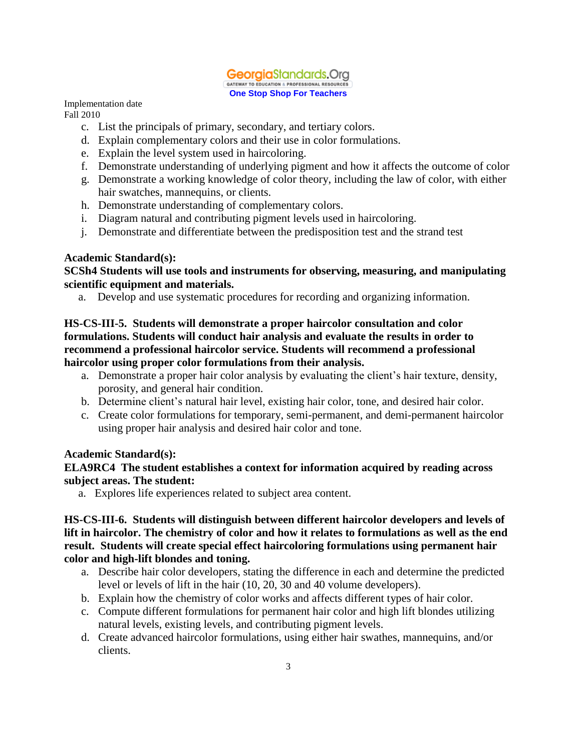Implementation date
Fall 2010

c. List the principals of primary, secondary, and tertiary colors.
d. Explain complementary colors and their use in color formulations.
e. Explain the level system used in haircoloring.
f. Demonstrate understanding of underlying pigment and how it affects the outcome of color
g. Demonstrate a working knowledge of color theory, including the law of color, with either hair swatches, mannequins, or clients.
h. Demonstrate understanding of complementary colors.
i. Diagram natural and contributing pigment levels used in haircoloring.
j. Demonstrate and differentiate between the predisposition test and the strand test

**Academic Standard(s):**

**SCSh4 Students will use tools and instruments for observing, measuring, and manipulating scientific equipment and materials.**

a. Develop and use systematic procedures for recording and organizing information.

**HS-CS-III-5. Students will demonstrate a proper haircolor consultation and color formulations. Students will conduct hair analysis and evaluate the results in order to recommend a professional haircolor service. Students will recommend a professional haircolor using proper color formulations from their analysis.**

a. Demonstrate a proper hair color analysis by evaluating the client's hair texture, density, porosity, and general hair condition.
b. Determine client's natural hair level, existing hair color, tone, and desired hair color.
c. Create color formulations for temporary, semi-permanent, and demi-permanent haircolor using proper hair analysis and desired hair color and tone.

**Academic Standard(s):**

**ELA9RC4 The student establishes a context for information acquired by reading across subject areas. The student:**

a. Explores life experiences related to subject area content.

**HS-CS-III-6. Students will distinguish between different haircolor developers and levels of lift in haircolor. The chemistry of color and how it relates to formulations as well as the end result. Students will create special effect haircoloring formulations using permanent hair color and high-lift blondes and toning.**

a. Describe hair color developers, stating the difference in each and determine the predicted level or levels of lift in the hair (10, 20, 30 and 40 volume developers).
b. Explain how the chemistry of color works and affects different types of hair color.
c. Compute different formulations for permanent hair color and high lift blondes utilizing natural levels, existing levels, and contributing pigment levels.
d. Create advanced haircolor formulations, using either hair swathes, mannequins, and/or clients.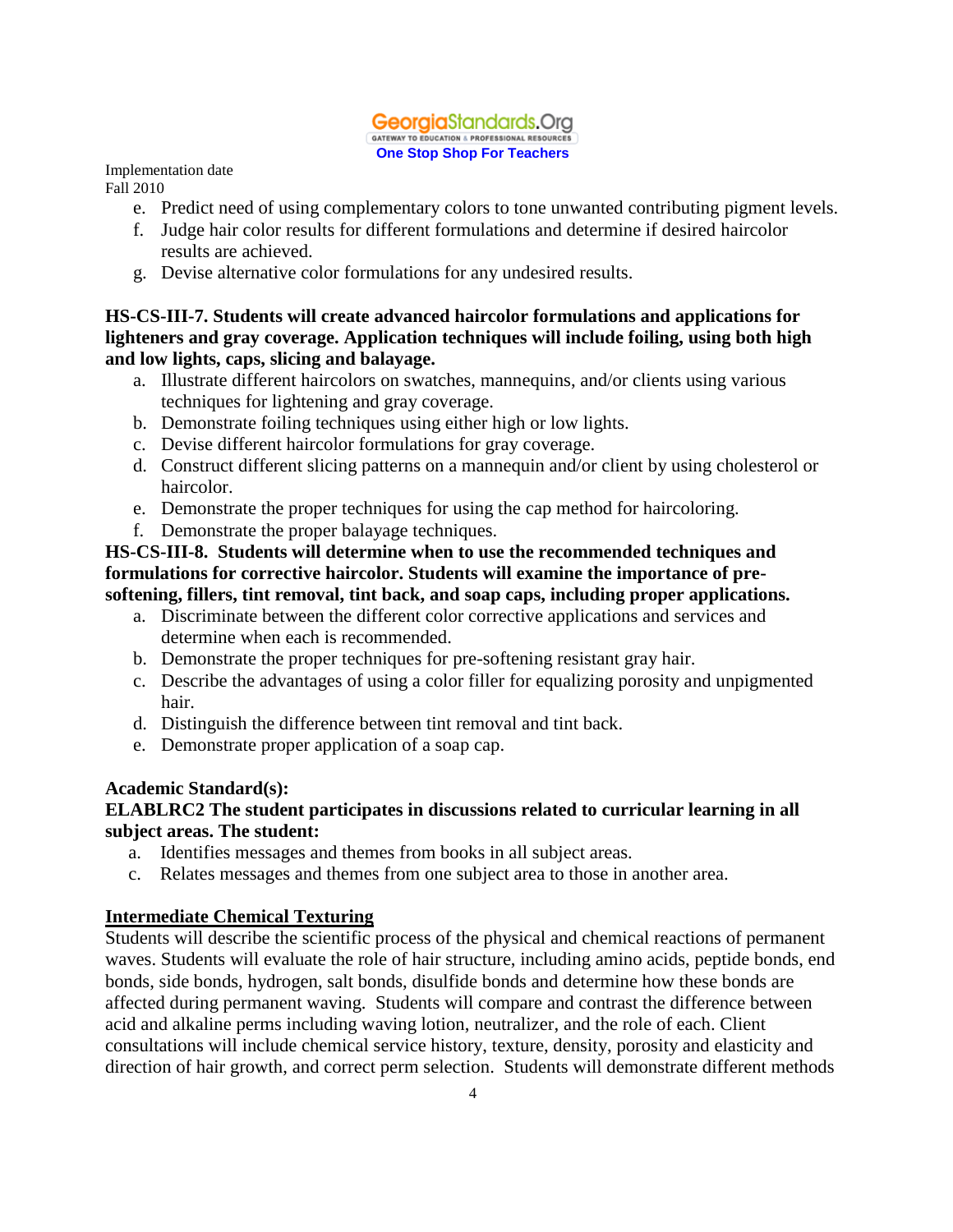e. Predict need of using complementary colors to tone unwanted contributing pigment levels.
f. Judge hair color results for different formulations and determine if desired haircolor results are achieved.
g. Devise alternative color formulations for any undesired results.

**HS-CS-III-7. Students will create advanced haircolor formulations and applications for lighteners and gray coverage. Application techniques will include foiling, using both high and low lights, caps, slicing and balayage.**

a. Illustrate different haircolors on swatches, mannequins, and/or clients using various techniques for lightening and gray coverage.
b. Demonstrate foiling techniques using either high or low lights.
c. Devise different haircolor formulations for gray coverage.
d. Construct different slicing patterns on a mannequin and/or client by using cholesterol or haircolor.
e. Demonstrate the proper techniques for using the cap method for haircoloring.
f. Demonstrate the proper balayage techniques.

**HS-CS-III-8. Students will determine when to use the recommended techniques and formulations for corrective haircolor. Students will examine the importance of pre-softening, fillers, tint removal, tint back, and soap caps, including proper applications.**

a. Discriminate between the different color corrective applications and services and determine when each is recommended.
b. Demonstrate the proper techniques for pre-softening resistant gray hair.
c. Describe the advantages of using a color filler for equalizing porosity and unpigmented hair.
d. Distinguish the difference between tint removal and tint back.
e. Demonstrate proper application of a soap cap.

**Academic Standard(s):**

**ELABLRC2 The student participates in discussions related to curricular learning in all subject areas. The student:**

a. Identifies messages and themes from books in all subject areas.
c. Relates messages and themes from one subject area to those in another area.

**Intermediate Chemical Texturing**

Students will describe the scientific process of the physical and chemical reactions of permanent waves. Students will evaluate the role of hair structure, including amino acids, peptide bonds, end bonds, side bonds, hydrogen, salt bonds, disulfide bonds and determine how these bonds are affected during permanent waving. Students will compare and contrast the difference between acid and alkaline perms including waving lotion, neutralizer, and the role of each. Client consultations will include chemical service history, texture, density, porosity and elasticity and direction of hair growth, and correct perm selection. Students will demonstrate different methods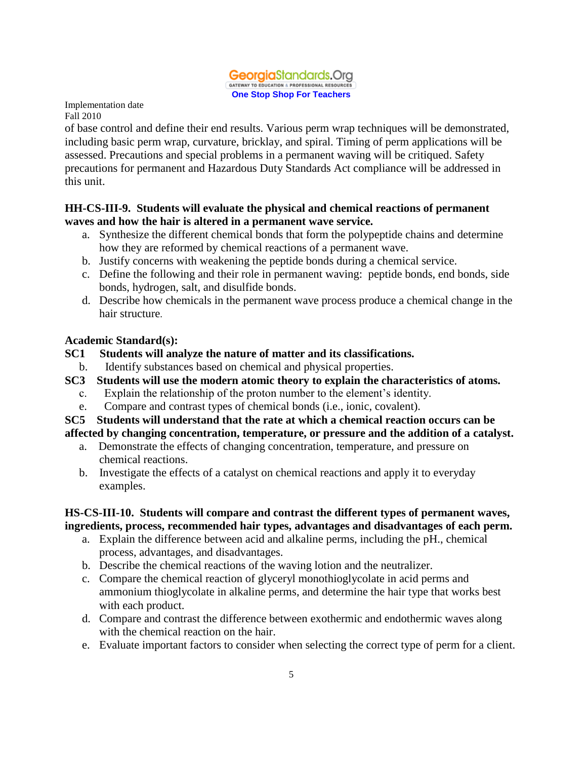of base control and define their end results. Various perm wrap techniques will be demonstrated, including basic perm wrap, curvature, bricklay, and spiral. Timing of perm applications will be assessed. Precautions and special problems in a permanent waving will be critiqued. Safety precautions for permanent and Hazardous Duty Standards Act compliance will be addressed in this unit.

**HH-CS-III-9. Students will evaluate the physical and chemical reactions of permanent waves and how the hair is altered in a permanent wave service.**

a. Synthesize the different chemical bonds that form the polypeptide chains and determine how they are reformed by chemical reactions of a permanent wave.
b. Justify concerns with weakening the peptide bonds during a chemical service.
c. Define the following and their role in permanent waving: peptide bonds, end bonds, side bonds, hydrogen, salt, and disulfide bonds.
d. Describe how chemicals in the permanent wave process produce a chemical change in the hair structure.

**Academic Standard(s):**

**SC1 Students will analyze the nature of matter and its classifications.**

b. Identify substances based on chemical and physical properties.

**SC3 Students will use the modern atomic theory to explain the characteristics of atoms.**

c. Explain the relationship of the proton number to the element's identity.
e. Compare and contrast types of chemical bonds (i.e., ionic, covalent).

**SC5 Students will understand that the rate at which a chemical reaction occurs can be affected by changing concentration, temperature, or pressure and the addition of a catalyst.**

a. Demonstrate the effects of changing concentration, temperature, and pressure on chemical reactions.
b. Investigate the effects of a catalyst on chemical reactions and apply it to everyday examples.

**HS-CS-III-10. Students will compare and contrast the different types of permanent waves, ingredients, process, recommended hair types, advantages and disadvantages of each perm.**

a. Explain the difference between acid and alkaline perms, including the pH., chemical process, advantages, and disadvantages.
b. Describe the chemical reactions of the waving lotion and the neutralizer.
c. Compare the chemical reaction of glyceryl monothioglycolate in acid perms and ammonium thioglycolate in alkaline perms, and determine the hair type that works best with each product.
d. Compare and contrast the difference between exothermic and endothermic waves along with the chemical reaction on the hair.
e. Evaluate important factors to consider when selecting the correct type of perm for a client.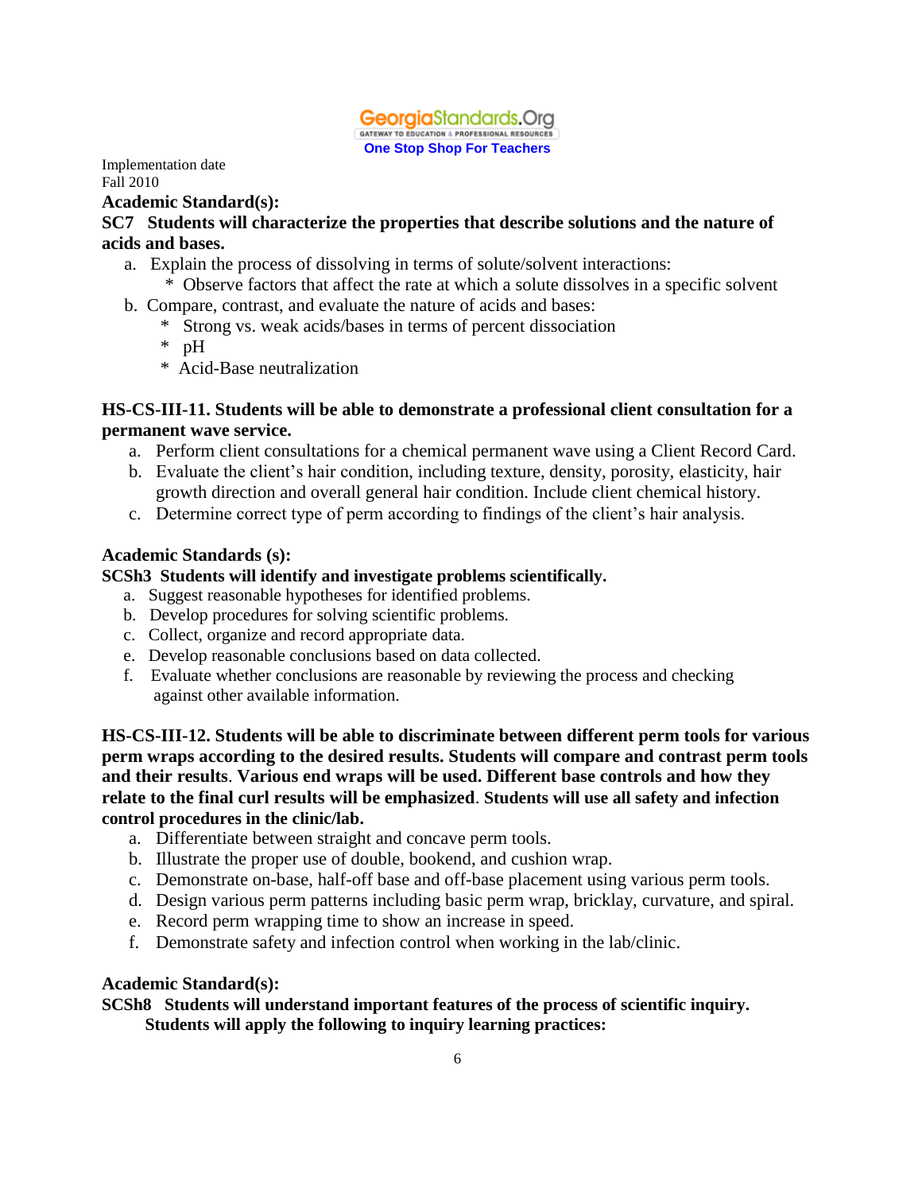Implementation date
Fall 2010

**Academic Standard(s):**

**SC7 Students will characterize the properties that describe solutions and the nature of acids and bases.**

a. Explain the process of dissolving in terms of solute/solvent interactions:
   * Observe factors that affect the rate at which a solute dissolves in a specific solvent

b. Compare, contrast, and evaluate the nature of acids and bases:
   * Strong vs. weak acids/bases in terms of percent dissociation
   * pH
   * Acid-Base neutralization

**HS-CS-III-11. Students will be able to demonstrate a professional client consultation for a permanent wave service.**

a. Perform client consultations for a chemical permanent wave using a Client Record Card.
b. Evaluate the client's hair condition, including texture, density, porosity, elasticity, hair growth direction and overall general hair condition. Include client chemical history.
c. Determine correct type of perm according to findings of the client's hair analysis.

**Academic Standards (s):**

**SCSh3 Students will identify and investigate problems scientifically.**

a. Suggest reasonable hypotheses for identified problems.
b. Develop procedures for solving scientific problems.
c. Collect, organize and record appropriate data.
e. Develop reasonable conclusions based on data collected.
f. Evaluate whether conclusions are reasonable by reviewing the process and checking against other available information.

**HS-CS-III-12. Students will be able to discriminate between different perm tools for various perm wraps according to the desired results. Students will compare and contrast perm tools and their results. Various end wraps will be used. Different base controls and how they relate to the final curl results will be emphasized. Students will use all safety and infection control procedures in the clinic/lab.**

a. Differentiate between straight and concave perm tools.
b. Illustrate the proper use of double, bookend, and cushion wrap.
c. Demonstrate on-base, half-off base and off-base placement using various perm tools.
d. Design various perm patterns including basic perm wrap, bricklay, curvature, and spiral.
e. Record perm wrapping time to show an increase in speed.
f. Demonstrate safety and infection control when working in the lab/clinic.

**Academic Standard(s):**

**SCSh8 Students will understand important features of the process of scientific inquiry. Students will apply the following to inquiry learning practices:**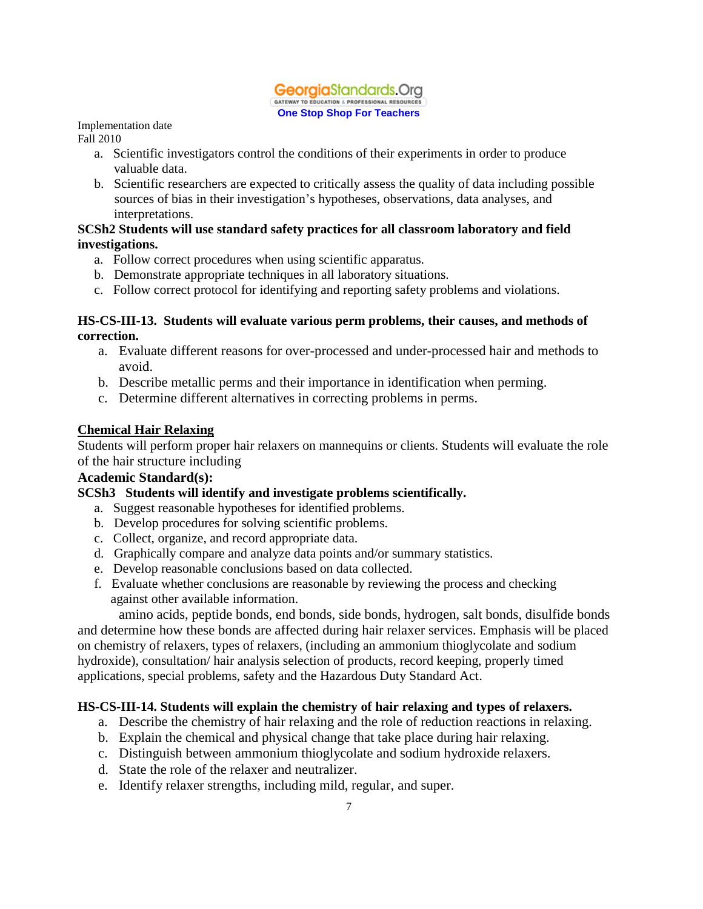Implementation date
Fall 2010

a. Scientific investigators control the conditions of their experiments in order to produce valuable data.
b. Scientific researchers are expected to critically assess the quality of data including possible sources of bias in their investigation's hypotheses, observations, data analyses, and interpretations.

**SCSh2 Students will use standard safety practices for all classroom laboratory and field investigations.**

a. Follow correct procedures when using scientific apparatus.
b. Demonstrate appropriate techniques in all laboratory situations.
c. Follow correct protocol for identifying and reporting safety problems and violations.

**HS-CS-III-13. Students will evaluate various perm problems, their causes, and methods of correction.**

a. Evaluate different reasons for over-processed and under-processed hair and methods to avoid.
b. Describe metallic perms and their importance in identification when perming.
c. Determine different alternatives in correcting problems in perms.

**<u>Chemical Hair Relaxing</u>**

Students will perform proper hair relaxers on mannequins or clients. Students will evaluate the role of the hair structure including

**Academic Standard(s):**

**SCSh3 Students will identify and investigate problems scientifically.**

a. Suggest reasonable hypotheses for identified problems.
b. Develop procedures for solving scientific problems.
c. Collect, organize, and record appropriate data.
d. Graphically compare and analyze data points and/or summary statistics.
e. Develop reasonable conclusions based on data collected.
f. Evaluate whether conclusions are reasonable by reviewing the process and checking against other available information.

amino acids, peptide bonds, end bonds, side bonds, hydrogen, salt bonds, disulfide bonds and determine how these bonds are affected during hair relaxer services. Emphasis will be placed on chemistry of relaxers, types of relaxers, (including an ammonium thioglycolate and sodium hydroxide), consultation/ hair analysis selection of products, record keeping, properly timed applications, special problems, safety and the Hazardous Duty Standard Act.

**HS-CS-III-14. Students will explain the chemistry of hair relaxing and types of relaxers.**

a. Describe the chemistry of hair relaxing and the role of reduction reactions in relaxing.
b. Explain the chemical and physical change that take place during hair relaxing.
c. Distinguish between ammonium thioglycolate and sodium hydroxide relaxers.
d. State the role of the relaxer and neutralizer.
e. Identify relaxer strengths, including mild, regular, and super.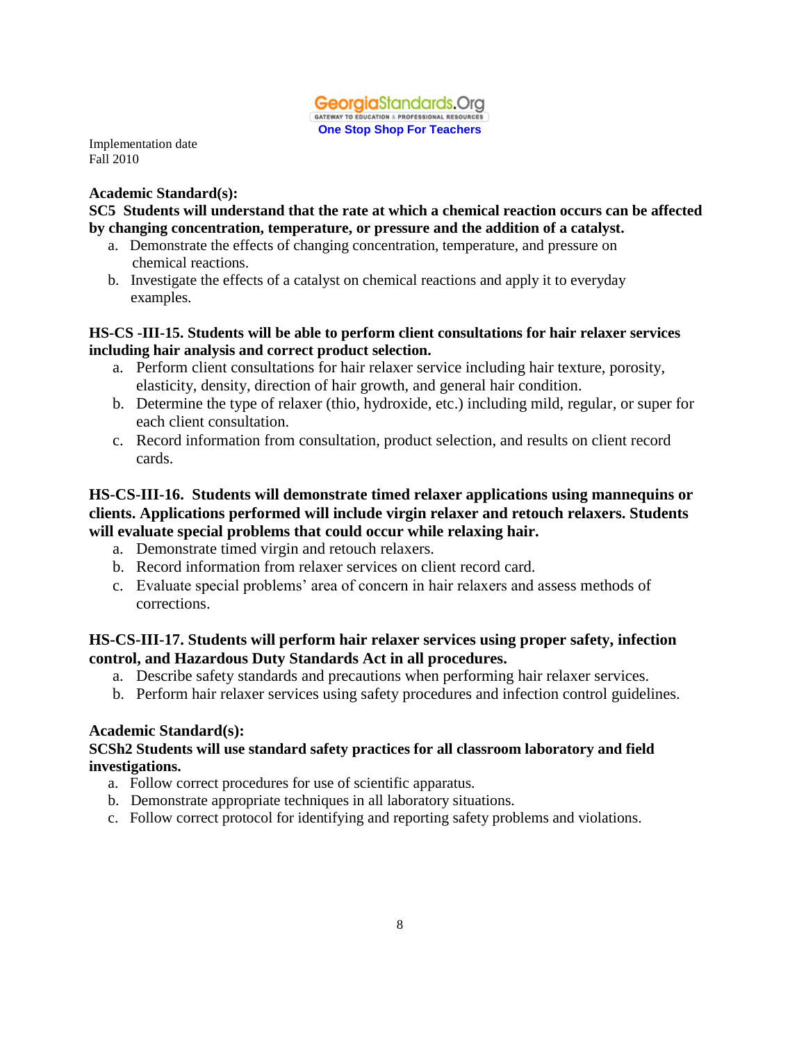Implementation date
Fall 2010

**Academic Standard(s):**

**SC5 Students will understand that the rate at which a chemical reaction occurs can be affected by changing concentration, temperature, or pressure and the addition of a catalyst.**

a. Demonstrate the effects of changing concentration, temperature, and pressure on chemical reactions.
b. Investigate the effects of a catalyst on chemical reactions and apply it to everyday examples.

**HS-CS -III-15. Students will be able to perform client consultations for hair relaxer services including hair analysis and correct product selection.**

a. Perform client consultations for hair relaxer service including hair texture, porosity, elasticity, density, direction of hair growth, and general hair condition.
b. Determine the type of relaxer (thio, hydroxide, etc.) including mild, regular, or super for each client consultation.
c. Record information from consultation, product selection, and results on client record cards.

**HS-CS-III-16. Students will demonstrate timed relaxer applications using mannequins or clients. Applications performed will include virgin relaxer and retouch relaxers. Students will evaluate special problems that could occur while relaxing hair.**

a. Demonstrate timed virgin and retouch relaxers.
b. Record information from relaxer services on client record card.
c. Evaluate special problems' area of concern in hair relaxers and assess methods of corrections.

**HS-CS-III-17. Students will perform hair relaxer services using proper safety, infection control, and Hazardous Duty Standards Act in all procedures.**

a. Describe safety standards and precautions when performing hair relaxer services.
b. Perform hair relaxer services using safety procedures and infection control guidelines.

**Academic Standard(s):**

**SCSh2 Students will use standard safety practices for all classroom laboratory and field investigations.**

a. Follow correct procedures for use of scientific apparatus.
b. Demonstrate appropriate techniques in all laboratory situations.
c. Follow correct protocol for identifying and reporting safety problems and violations.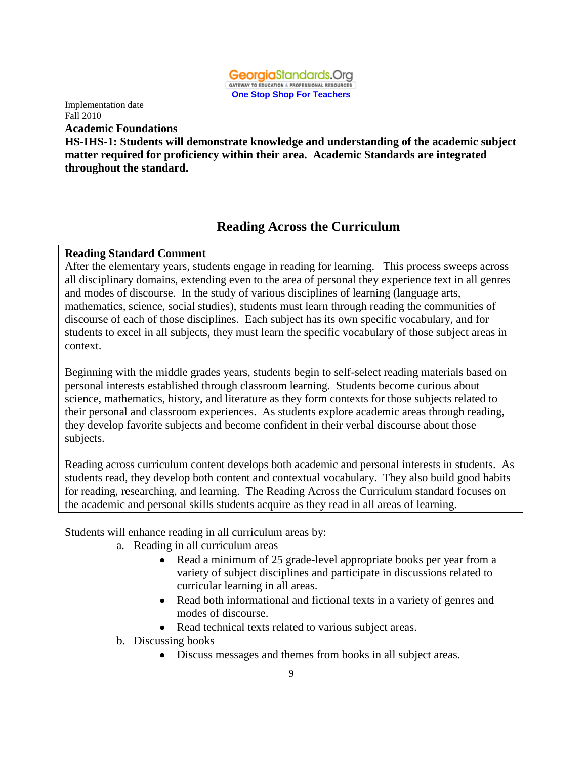GeorgiaStandards.Org
GATEWAY TO EDUCATION & PROFESSIONAL RESOURCES
**One Stop Shop For Teachers**

Implementation date
Fall 2010

**Academic Foundations**

**HS-IHS-1: Students will demonstrate knowledge and understanding of the academic subject matter required for proficiency within their area. Academic Standards are integrated throughout the standard.**

## Reading Across the Curriculum

**Reading Standard Comment**

After the elementary years, students engage in reading for learning. This process sweeps across all disciplinary domains, extending even to the area of personal they experience text in all genres and modes of discourse. In the study of various disciplines of learning (language arts, mathematics, science, social studies), students must learn through reading the communities of discourse of each of those disciplines. Each subject has its own specific vocabulary, and for students to excel in all subjects, they must learn the specific vocabulary of those subject areas in context.

Beginning with the middle grades years, students begin to self-select reading materials based on personal interests established through classroom learning. Students become curious about science, mathematics, history, and literature as they form contexts for those subjects related to their personal and classroom experiences. As students explore academic areas through reading, they develop favorite subjects and become confident in their verbal discourse about those subjects.

Reading across curriculum content develops both academic and personal interests in students. As students read, they develop both content and contextual vocabulary. They also build good habits for reading, researching, and learning. The Reading Across the Curriculum standard focuses on the academic and personal skills students acquire as they read in all areas of learning.

Students will enhance reading in all curriculum areas by:

a. Reading in all curriculum areas
   - Read a minimum of 25 grade-level appropriate books per year from a variety of subject disciplines and participate in discussions related to curricular learning in all areas.
   - Read both informational and fictional texts in a variety of genres and modes of discourse.
   - Read technical texts related to various subject areas.

b. Discussing books
   - Discuss messages and themes from books in all subject areas.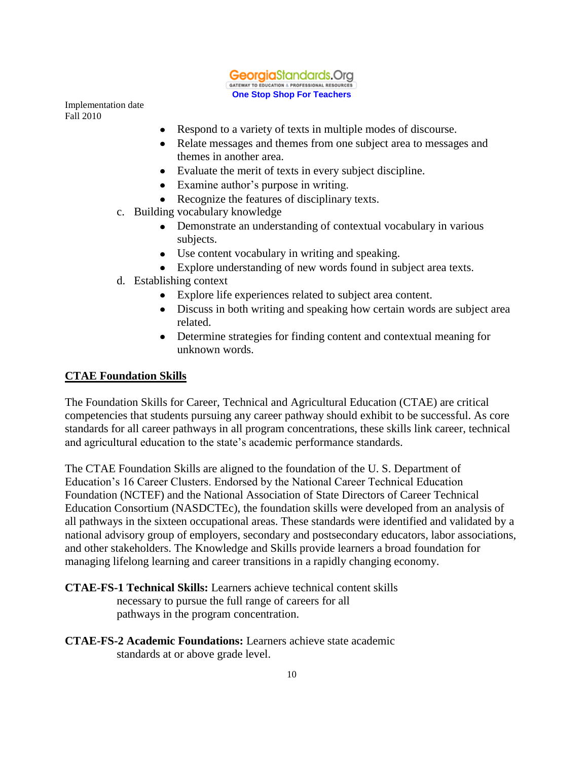- Respond to a variety of texts in multiple modes of discourse.
- Relate messages and themes from one subject area to messages and themes in another area.
- Evaluate the merit of texts in every subject discipline.
- Examine author's purpose in writing.
- Recognize the features of disciplinary texts.

c. Building vocabulary knowledge
   - Demonstrate an understanding of contextual vocabulary in various subjects.
   - Use content vocabulary in writing and speaking.
   - Explore understanding of new words found in subject area texts.

d. Establishing context
   - Explore life experiences related to subject area content.
   - Discuss in both writing and speaking how certain words are subject area related.
   - Determine strategies for finding content and contextual meaning for unknown words.

## CTAE Foundation Skills

The Foundation Skills for Career, Technical and Agricultural Education (CTAE) are critical competencies that students pursuing any career pathway should exhibit to be successful. As core standards for all career pathways in all program concentrations, these skills link career, technical and agricultural education to the state's academic performance standards.

The CTAE Foundation Skills are aligned to the foundation of the U. S. Department of Education's 16 Career Clusters. Endorsed by the National Career Technical Education Foundation (NCTEF) and the National Association of State Directors of Career Technical Education Consortium (NASDCTEc), the foundation skills were developed from an analysis of all pathways in the sixteen occupational areas. These standards were identified and validated by a national advisory group of employers, secondary and postsecondary educators, labor associations, and other stakeholders. The Knowledge and Skills provide learners a broad foundation for managing lifelong learning and career transitions in a rapidly changing economy.

**CTAE-FS-1 Technical Skills:** Learners achieve technical content skills necessary to pursue the full range of careers for all pathways in the program concentration.

**CTAE-FS-2 Academic Foundations:** Learners achieve state academic standards at or above grade level.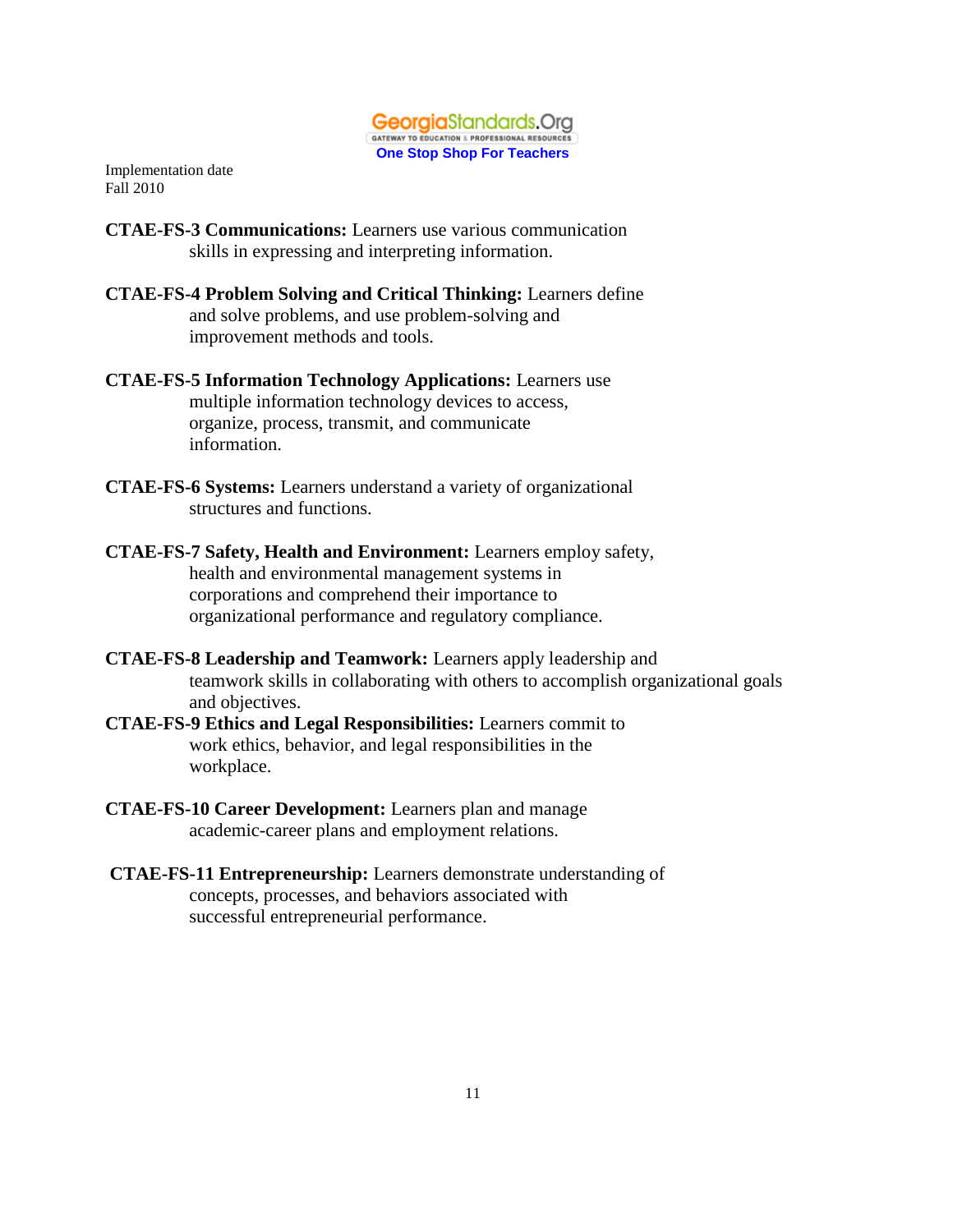Implementation date
Fall 2010

**CTAE-FS-3 Communications:** Learners use various communication skills in expressing and interpreting information.

**CTAE-FS-4 Problem Solving and Critical Thinking:** Learners define and solve problems, and use problem-solving and improvement methods and tools.

**CTAE-FS-5 Information Technology Applications:** Learners use multiple information technology devices to access, organize, process, transmit, and communicate information.

**CTAE-FS-6 Systems:** Learners understand a variety of organizational structures and functions.

**CTAE-FS-7 Safety, Health and Environment:** Learners employ safety, health and environmental management systems in corporations and comprehend their importance to organizational performance and regulatory compliance.

**CTAE-FS-8 Leadership and Teamwork:** Learners apply leadership and teamwork skills in collaborating with others to accomplish organizational goals and objectives.

**CTAE-FS-9 Ethics and Legal Responsibilities:** Learners commit to work ethics, behavior, and legal responsibilities in the workplace.

**CTAE-FS-10 Career Development:** Learners plan and manage academic-career plans and employment relations.

**CTAE-FS-11 Entrepreneurship:** Learners demonstrate understanding of concepts, processes, and behaviors associated with successful entrepreneurial performance.